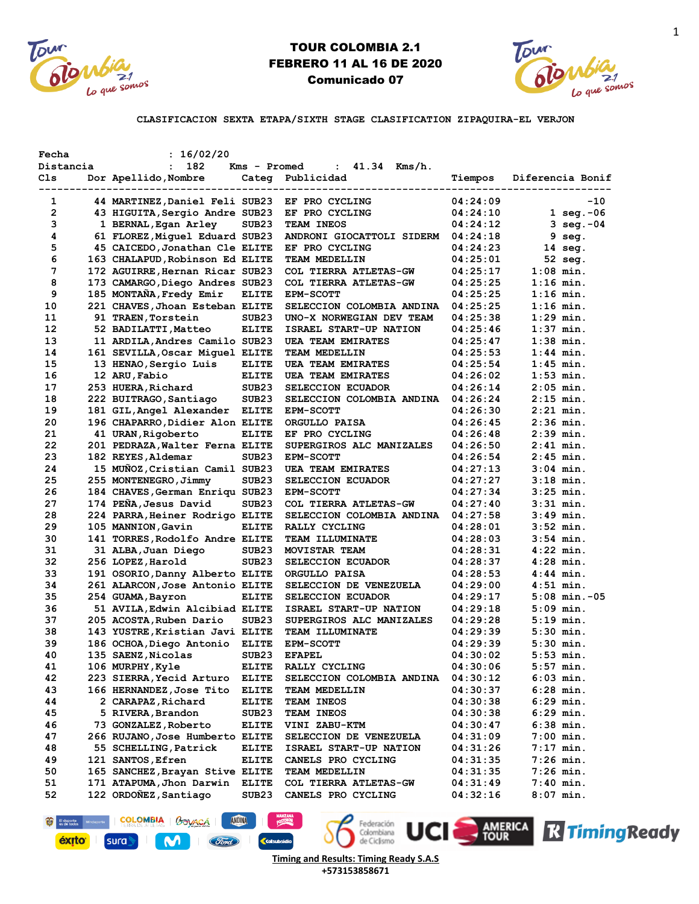# TOUR COLOMBIA 2.1
## FEBRERO 11 AL 16 DE 2020
### Comunicado 07

CLASIFICACION SEXTA ETAPA/SIXTH STAGE CLASIFICATION ZIPAQUIRA-EL VERJON

Fecha : 16/02/20
Distancia : 182 Kms - Promed : 41.34 Kms/h.

| Cls | Dor | Apellido,Nombre | Categ | Publicidad | Tiempos | Diferencia | Bonif |
|---|---|---|---|---|---|---|---|
| 1 | 44 | MARTINEZ,Daniel Feli | SUB23 | EF PRO CYCLING | 04:24:09 | | -10 |
| 2 | 43 | HIGUITA,Sergio Andre | SUB23 | EF PRO CYCLING | 04:24:10 | 1 seg. | -06 |
| 3 | 1 | BERNAL,Egan Arley | SUB23 | TEAM INEOS | 04:24:12 | 3 seg. | -04 |
| 4 | 61 | FLOREZ,Miguel Eduard | SUB23 | ANDRONI GIOCATTOLI SIDERM | 04:24:18 | 9 seg. | |
| 5 | 45 | CAICEDO,Jonathan Cle | ELITE | EF PRO CYCLING | 04:24:23 | 14 seg. | |
| 6 | 163 | CHALAPUD,Robinson Ed | ELITE | TEAM MEDELLIN | 04:25:01 | 52 seg. | |
| 7 | 172 | AGUIRRE,Hernan Ricar | SUB23 | COL TIERRA ATLETAS-GW | 04:25:17 | 1:08 min. | |
| 8 | 173 | CAMARGO,Diego Andres | SUB23 | COL TIERRA ATLETAS-GW | 04:25:25 | 1:16 min. | |
| 9 | 185 | MONTAÑA,Fredy Emir | ELITE | EPM-SCOTT | 04:25:25 | 1:16 min. | |
| 10 | 221 | CHAVES,Jhoan Esteban | ELITE | SELECCION COLOMBIA ANDINA | 04:25:25 | 1:16 min. | |
| 11 | 91 | TRAEN,Torstein | SUB23 | UNO-X NORWEGIAN DEV TEAM | 04:25:38 | 1:29 min. | |
| 12 | 52 | BADILATTI,Matteo | ELITE | ISRAEL START-UP NATION | 04:25:46 | 1:37 min. | |
| 13 | 11 | ARDILA,Andres Camilo | SUB23 | UEA TEAM EMIRATES | 04:25:47 | 1:38 min. | |
| 14 | 161 | SEVILLA,Oscar Miguel | ELITE | TEAM MEDELLIN | 04:25:53 | 1:44 min. | |
| 15 | 13 | HENAO,Sergio Luis | ELITE | UEA TEAM EMIRATES | 04:25:54 | 1:45 min. | |
| 16 | 12 | ARU,Fabio | ELITE | UEA TEAM EMIRATES | 04:26:02 | 1:53 min. | |
| 17 | 253 | HUERA,Richard | SUB23 | SELECCION ECUADOR | 04:26:14 | 2:05 min. | |
| 18 | 222 | BUITRAGO,Santiago | SUB23 | SELECCION COLOMBIA ANDINA | 04:26:24 | 2:15 min. | |
| 19 | 181 | GIL,Angel Alexander | ELITE | EPM-SCOTT | 04:26:30 | 2:21 min. | |
| 20 | 196 | CHAPARRO,Didier Alon | ELITE | ORGULLO PAISA | 04:26:45 | 2:36 min. | |
| 21 | 41 | URAN,Rigoberto | ELITE | EF PRO CYCLING | 04:26:48 | 2:39 min. | |
| 22 | 201 | PEDRAZA,Walter Ferna | ELITE | SUPERGIROS ALC MANIZALES | 04:26:50 | 2:41 min. | |
| 23 | 182 | REYES,Aldemar | SUB23 | EPM-SCOTT | 04:26:54 | 2:45 min. | |
| 24 | 15 | MUÑOZ,Cristian Camil | SUB23 | UEA TEAM EMIRATES | 04:27:13 | 3:04 min. | |
| 25 | 255 | MONTENEGRO,Jimmy | SUB23 | SELECCION ECUADOR | 04:27:27 | 3:18 min. | |
| 26 | 184 | CHAVES,German Enriqu | SUB23 | EPM-SCOTT | 04:27:34 | 3:25 min. | |
| 27 | 174 | PEÑA,Jesus David | SUB23 | COL TIERRA ATLETAS-GW | 04:27:40 | 3:31 min. | |
| 28 | 224 | PARRA,Heiner Rodrigo | ELITE | SELECCION COLOMBIA ANDINA | 04:27:58 | 3:49 min. | |
| 29 | 105 | MANNION,Gavin | ELITE | RALLY CYCLING | 04:28:01 | 3:52 min. | |
| 30 | 141 | TORRES,Rodolfo Andre | ELITE | TEAM ILLUMINATE | 04:28:03 | 3:54 min. | |
| 31 | 31 | ALBA,Juan Diego | SUB23 | MOVISTAR TEAM | 04:28:31 | 4:22 min. | |
| 32 | 256 | LOPEZ,Harold | SUB23 | SELECCION ECUADOR | 04:28:37 | 4:28 min. | |
| 33 | 191 | OSORIO,Danny Alberto | ELITE | ORGULLO PAISA | 04:28:53 | 4:44 min. | |
| 34 | 261 | ALARCON,Jose Antonio | ELITE | SELECCION DE VENEZUELA | 04:29:00 | 4:51 min. | |
| 35 | 254 | GUAMA,Bayron | ELITE | SELECCION ECUADOR | 04:29:17 | 5:08 min. | -05 |
| 36 | 51 | AVILA,Edwin Alcibiad | ELITE | ISRAEL START-UP NATION | 04:29:18 | 5:09 min. | |
| 37 | 205 | ACOSTA,Ruben Dario | SUB23 | SUPERGIROS ALC MANIZALES | 04:29:28 | 5:19 min. | |
| 38 | 143 | YUSTRE,Kristian Javi | ELITE | TEAM ILLUMINATE | 04:29:39 | 5:30 min. | |
| 39 | 186 | OCHOA,Diego Antonio | ELITE | EPM-SCOTT | 04:29:39 | 5:30 min. | |
| 40 | 135 | SAENZ,Nicolas | SUB23 | EFAPEL | 04:30:02 | 5:53 min. | |
| 41 | 106 | MURPHY,Kyle | ELITE | RALLY CYCLING | 04:30:06 | 5:57 min. | |
| 42 | 223 | SIERRA,Yecid Arturo | ELITE | SELECCION COLOMBIA ANDINA | 04:30:12 | 6:03 min. | |
| 43 | 166 | HERNANDEZ,Jose Tito | ELITE | TEAM MEDELLIN | 04:30:37 | 6:28 min. | |
| 44 | 2 | CARAPAZ,Richard | ELITE | TEAM INEOS | 04:30:38 | 6:29 min. | |
| 45 | 5 | RIVERA,Brandon | SUB23 | TEAM INEOS | 04:30:38 | 6:29 min. | |
| 46 | 73 | GONZALEZ,Roberto | ELITE | VINI ZABU-KTM | 04:30:47 | 6:38 min. | |
| 47 | 266 | RUJANO,Jose Humberto | ELITE | SELECCION DE VENEZUELA | 04:31:09 | 7:00 min. | |
| 48 | 55 | SCHELLING,Patrick | ELITE | ISRAEL START-UP NATION | 04:31:26 | 7:17 min. | |
| 49 | 121 | SANTOS,Efren | ELITE | CANELS PRO CYCLING | 04:31:35 | 7:26 min. | |
| 50 | 165 | SANCHEZ,Brayan Stive | ELITE | TEAM MEDELLIN | 04:31:35 | 7:26 min. | |
| 51 | 171 | ATAPUMA,Jhon Darwin | ELITE | COL TIERRA ATLETAS-GW | 04:31:49 | 7:40 min. | |
| 52 | 122 | ORDOÑEZ,Santiago | SUB23 | CANELS PRO CYCLING | 04:32:16 | 8:07 min. | |

Timing and Results: Timing Ready S.A.S
+573153858671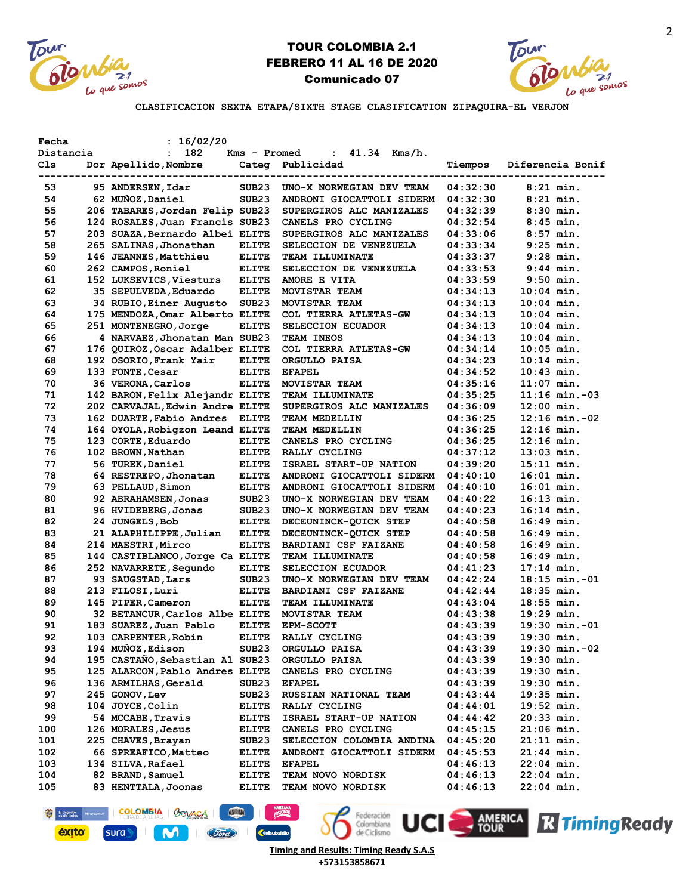# TOUR COLOMBIA 2.1

## FEBRERO 11 AL 16 DE 2020

### Comunicado 07

CLASIFICACION SEXTA ETAPA/SIXTH STAGE CLASIFICATION ZIPAQUIRA-EL VERJON

Fecha : 16/02/20

Distancia : 182 Kms - Promed : 41.34 Kms/h.

| Cls | Dor | Apellido,Nombre | Categ | Publicidad | Tiempos | Diferencia | Bonif |
|---|---|---|---|---|---|---|---|
| 53 | 95 | ANDERSEN,Idar | SUB23 | UNO-X NORWEGIAN DEV TEAM | 04:32:30 | 8:21 min. | |
| 54 | 62 | MUÑOZ,Daniel | SUB23 | ANDRONI GIOCATTOLI SIDERM | 04:32:30 | 8:21 min. | |
| 55 | 206 | TABARES,Jordan Felip | SUB23 | SUPERGIROS ALC MANIZALES | 04:32:39 | 8:30 min. | |
| 56 | 124 | ROSALES,Juan Francis | SUB23 | CANELS PRO CYCLING | 04:32:54 | 8:45 min. | |
| 57 | 203 | SUAZA,Bernardo Albei | ELITE | SUPERGIROS ALC MANIZALES | 04:33:06 | 8:57 min. | |
| 58 | 265 | SALINAS,Jhonathan | ELITE | SELECCION DE VENEZUELA | 04:33:34 | 9:25 min. | |
| 59 | 146 | JEANNES,Matthieu | ELITE | TEAM ILLUMINATE | 04:33:37 | 9:28 min. | |
| 60 | 262 | CAMPOS,Roniel | ELITE | SELECCION DE VENEZUELA | 04:33:53 | 9:44 min. | |
| 61 | 152 | LUKSEVICS,Viesturs | ELITE | AMORE E VITA | 04:33:59 | 9:50 min. | |
| 62 | 35 | SEPULVEDA,Eduardo | ELITE | MOVISTAR TEAM | 04:34:13 | 10:04 min. | |
| 63 | 34 | RUBIO,Einer Augusto | SUB23 | MOVISTAR TEAM | 04:34:13 | 10:04 min. | |
| 64 | 175 | MENDOZA,Omar Alberto | ELITE | COL TIERRA ATLETAS-GW | 04:34:13 | 10:04 min. | |
| 65 | 251 | MONTENEGRO,Jorge | ELITE | SELECCION ECUADOR | 04:34:13 | 10:04 min. | |
| 66 | 4 | NARVAEZ,Jhonatan Man | SUB23 | TEAM INEOS | 04:34:13 | 10:04 min. | |
| 67 | 176 | QUIROZ,Oscar Adalber | ELITE | COL TIERRA ATLETAS-GW | 04:34:14 | 10:05 min. | |
| 68 | 192 | OSORIO,Frank Yair | ELITE | ORGULLO PAISA | 04:34:23 | 10:14 min. | |
| 69 | 133 | FONTE,Cesar | ELITE | EFAPEL | 04:34:52 | 10:43 min. | |
| 70 | 36 | VERONA,Carlos | ELITE | MOVISTAR TEAM | 04:35:16 | 11:07 min. | |
| 71 | 142 | BARON,Felix Alejandr | ELITE | TEAM ILLUMINATE | 04:35:25 | 11:16 min. | -03 |
| 72 | 202 | CARVAJAL,Edwin Andre | ELITE | SUPERGIROS ALC MANIZALES | 04:36:09 | 12:00 min. | |
| 73 | 162 | DUARTE,Fabio Andres | ELITE | TEAM MEDELLIN | 04:36:25 | 12:16 min. | -02 |
| 74 | 164 | OYOLA,Robigzon Leand | ELITE | TEAM MEDELLIN | 04:36:25 | 12:16 min. | |
| 75 | 123 | CORTE,Eduardo | ELITE | CANELS PRO CYCLING | 04:36:25 | 12:16 min. | |
| 76 | 102 | BROWN,Nathan | ELITE | RALLY CYCLING | 04:37:12 | 13:03 min. | |
| 77 | 56 | TUREK,Daniel | ELITE | ISRAEL START-UP NATION | 04:39:20 | 15:11 min. | |
| 78 | 64 | RESTREPO,Jhonatan | ELITE | ANDRONI GIOCATTOLI SIDERM | 04:40:10 | 16:01 min. | |
| 79 | 63 | PELLAUD,Simon | ELITE | ANDRONI GIOCATTOLI SIDERM | 04:40:10 | 16:01 min. | |
| 80 | 92 | ABRAHAMSEN,Jonas | SUB23 | UNO-X NORWEGIAN DEV TEAM | 04:40:22 | 16:13 min. | |
| 81 | 96 | HVIDEBERG,Jonas | SUB23 | UNO-X NORWEGIAN DEV TEAM | 04:40:23 | 16:14 min. | |
| 82 | 24 | JUNGELS,Bob | ELITE | DECEUNINCK-QUICK STEP | 04:40:58 | 16:49 min. | |
| 83 | 21 | ALAPHILIPPE,Julian | ELITE | DECEUNINCK-QUICK STEP | 04:40:58 | 16:49 min. | |
| 84 | 214 | MAESTRI,Mirco | ELITE | BARDIANI CSF FAIZANE | 04:40:58 | 16:49 min. | |
| 85 | 144 | CASTIBLANCO,Jorge Ca | ELITE | TEAM ILLUMINATE | 04:40:58 | 16:49 min. | |
| 86 | 252 | NAVARRETE,Segundo | ELITE | SELECCION ECUADOR | 04:41:23 | 17:14 min. | |
| 87 | 93 | SAUGSTAD,Lars | SUB23 | UNO-X NORWEGIAN DEV TEAM | 04:42:24 | 18:15 min. | -01 |
| 88 | 213 | FILOSI,Luri | ELITE | BARDIANI CSF FAIZANE | 04:42:44 | 18:35 min. | |
| 89 | 145 | PIPER,Cameron | ELITE | TEAM ILLUMINATE | 04:43:04 | 18:55 min. | |
| 90 | 32 | BETANCUR,Carlos Albe | ELITE | MOVISTAR TEAM | 04:43:38 | 19:29 min. | |
| 91 | 183 | SUAREZ,Juan Pablo | ELITE | EPM-SCOTT | 04:43:39 | 19:30 min. | -01 |
| 92 | 103 | CARPENTER,Robin | ELITE | RALLY CYCLING | 04:43:39 | 19:30 min. | |
| 93 | 194 | MUÑOZ,Edison | SUB23 | ORGULLO PAISA | 04:43:39 | 19:30 min. | -02 |
| 94 | 195 | CASTAÑO,Sebastian Al | SUB23 | ORGULLO PAISA | 04:43:39 | 19:30 min. | |
| 95 | 125 | ALARCON,Pablo Andres | ELITE | CANELS PRO CYCLING | 04:43:39 | 19:30 min. | |
| 96 | 136 | ARMILHAS,Gerald | SUB23 | EFAPEL | 04:43:39 | 19:30 min. | |
| 97 | 245 | GONOV,Lev | SUB23 | RUSSIAN NATIONAL TEAM | 04:43:44 | 19:35 min. | |
| 98 | 104 | JOYCE,Colin | ELITE | RALLY CYCLING | 04:44:01 | 19:52 min. | |
| 99 | 54 | MCCABE,Travis | ELITE | ISRAEL START-UP NATION | 04:44:42 | 20:33 min. | |
| 100 | 126 | MORALES,Jesus | ELITE | CANELS PRO CYCLING | 04:45:15 | 21:06 min. | |
| 101 | 225 | CHAVES,Brayan | SUB23 | SELECCION COLOMBIA ANDINA | 04:45:20 | 21:11 min. | |
| 102 | 66 | SPREAFICO,Matteo | ELITE | ANDRONI GIOCATTOLI SIDERM | 04:45:53 | 21:44 min. | |
| 103 | 134 | SILVA,Rafael | ELITE | EFAPEL | 04:46:13 | 22:04 min. | |
| 104 | 82 | BRAND,Samuel | ELITE | TEAM NOVO NORDISK | 04:46:13 | 22:04 min. | |
| 105 | 83 | HENTTALA,Joonas | ELITE | TEAM NOVO NORDISK | 04:46:13 | 22:04 min. | |

Timing and Results: Timing Ready S.A.S
+573153858671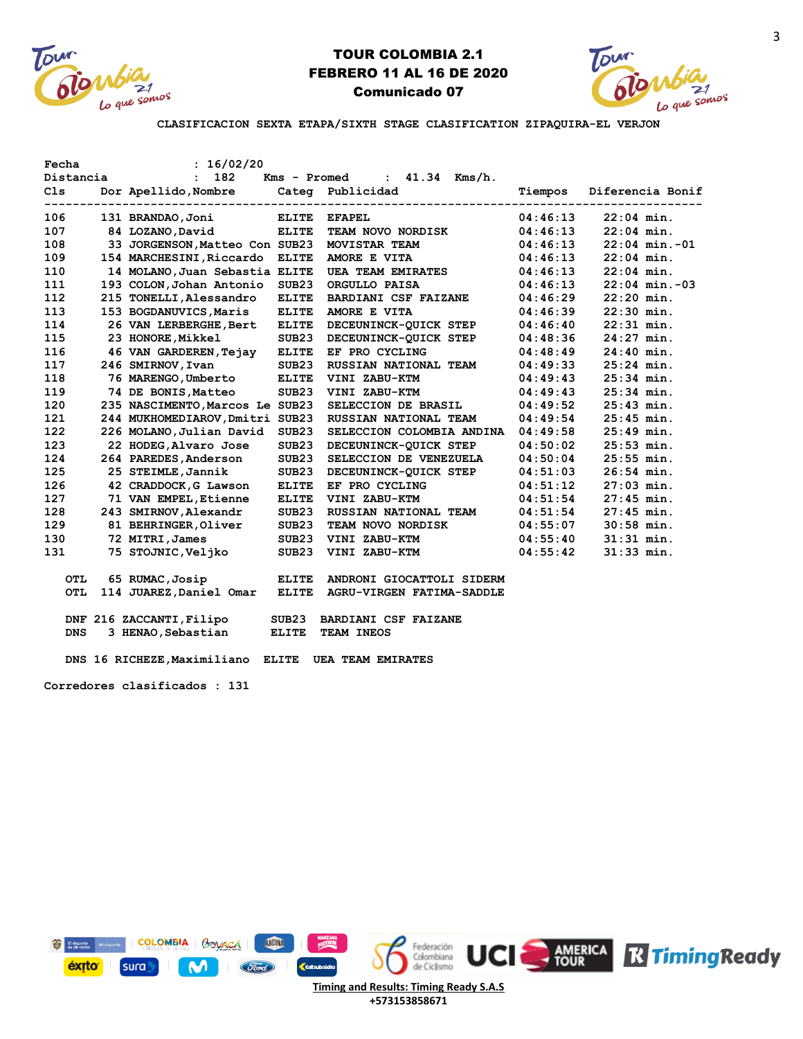# TOUR COLOMBIA 2.1
## FEBRERO 11 AL 16 DE 2020
### Comunicado 07

**CLASIFICACION SEXTA ETAPA/SIXTH STAGE CLASIFICATION ZIPAQUIRA-EL VERJON**

Fecha : 16/02/20

Distancia : 182 Kms - Promed : 41.34 Kms/h.

| Cls | Dor | Apellido,Nombre | Categ | Publicidad | Tiempos | Diferencia | Bonif |
|---|---|---|---|---|---|---|---|
| 106 | 131 | BRANDAO,Joni | ELITE | EFAPEL | 04:46:13 | 22:04 min. | |
| 107 | 84 | LOZANO,David | ELITE | TEAM NOVO NORDISK | 04:46:13 | 22:04 min. | |
| 108 | 33 | JORGENSON,Matteo Con | SUB23 | MOVISTAR TEAM | 04:46:13 | 22:04 min. | -01 |
| 109 | 154 | MARCHESINI,Riccardo | ELITE | AMORE E VITA | 04:46:13 | 22:04 min. | |
| 110 | 14 | MOLANO,Juan Sebastia | ELITE | UEA TEAM EMIRATES | 04:46:13 | 22:04 min. | |
| 111 | 193 | COLON,Johan Antonio | SUB23 | ORGULLO PAISA | 04:46:13 | 22:04 min. | -03 |
| 112 | 215 | TONELLI,Alessandro | ELITE | BARDIANI CSF FAIZANE | 04:46:29 | 22:20 min. | |
| 113 | 153 | BOGDANUVICS,Maris | ELITE | AMORE E VITA | 04:46:39 | 22:30 min. | |
| 114 | 26 | VAN LERBERGHE,Bert | ELITE | DECEUNINCK-QUICK STEP | 04:46:40 | 22:31 min. | |
| 115 | 23 | HONORE,Mikkel | SUB23 | DECEUNINCK-QUICK STEP | 04:48:36 | 24:27 min. | |
| 116 | 46 | VAN GARDEREN,Tejay | ELITE | EF PRO CYCLING | 04:48:49 | 24:40 min. | |
| 117 | 246 | SMIRNOV,Ivan | SUB23 | RUSSIAN NATIONAL TEAM | 04:49:33 | 25:24 min. | |
| 118 | 76 | MARENGO,Umberto | ELITE | VINI ZABU-KTM | 04:49:43 | 25:34 min. | |
| 119 | 74 | DE BONIS,Matteo | SUB23 | VINI ZABU-KTM | 04:49:43 | 25:34 min. | |
| 120 | 235 | NASCIMENTO,Marcos Le | SUB23 | SELECCION DE BRASIL | 04:49:52 | 25:43 min. | |
| 121 | 244 | MUKHOMEDIAROV,Dmitri | SUB23 | RUSSIAN NATIONAL TEAM | 04:49:54 | 25:45 min. | |
| 122 | 226 | MOLANO,Julian David | SUB23 | SELECCION COLOMBIA ANDINA | 04:49:58 | 25:49 min. | |
| 123 | 22 | HODEG,Alvaro Jose | SUB23 | DECEUNINCK-QUICK STEP | 04:50:02 | 25:53 min. | |
| 124 | 264 | PAREDES,Anderson | SUB23 | SELECCION DE VENEZUELA | 04:50:04 | 25:55 min. | |
| 125 | 25 | STEIMLE,Jannik | SUB23 | DECEUNINCK-QUICK STEP | 04:51:03 | 26:54 min. | |
| 126 | 42 | CRADDOCK,G Lawson | ELITE | EF PRO CYCLING | 04:51:12 | 27:03 min. | |
| 127 | 71 | VAN EMPEL,Etienne | ELITE | VINI ZABU-KTM | 04:51:54 | 27:45 min. | |
| 128 | 243 | SMIRNOV,Alexandr | SUB23 | RUSSIAN NATIONAL TEAM | 04:51:54 | 27:45 min. | |
| 129 | 81 | BEHRINGER,Oliver | SUB23 | TEAM NOVO NORDISK | 04:55:07 | 30:58 min. | |
| 130 | 72 | MITRI,James | SUB23 | VINI ZABU-KTM | 04:55:40 | 31:31 min. | |
| 131 | 75 | STOJNIC,Veljko | SUB23 | VINI ZABU-KTM | 04:55:42 | 31:33 min. | |
| OTL | 65 | RUMAC,Josip | ELITE | ANDRONI GIOCATTOLI SIDERM | | | |
| OTL | 114 | JUAREZ,Daniel Omar | ELITE | AGRU-VIRGEN FATIMA-SADDLE | | | |
| DNF | 216 | ZACCANTI,Filipo | SUB23 | BARDIANI CSF FAIZANE | | | |
| DNS | 3 | HENAO,Sebastian | ELITE | TEAM INEOS | | | |
| DNS | 16 | RICHEZE,Maximiliano | ELITE | UEA TEAM EMIRATES | | | |

Corredores clasificados : 131

Timing and Results: Timing Ready S.A.S
+573153858671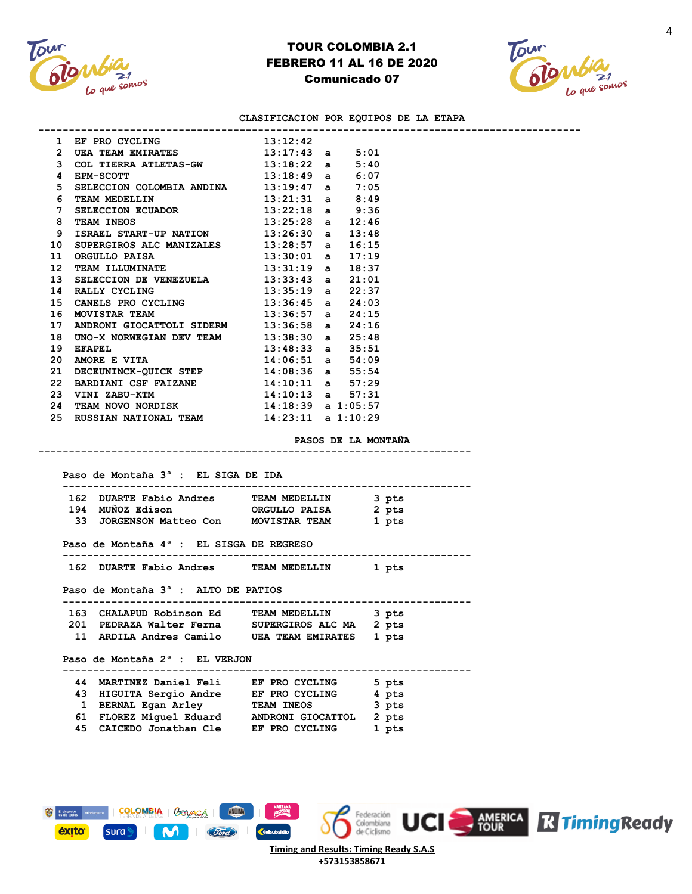# TOUR COLOMBIA 2.1
## FEBRERO 11 AL 16 DE 2020
## Comunicado 07

### CLASIFICACION POR EQUIPOS DE LA ETAPA

| Pos | Equipo | Tiempo | | Diferencia |
|---|---|---|---|---|
| 1 | EF PRO CYCLING | 13:12:42 | | |
| 2 | UEA TEAM EMIRATES | 13:17:43 | a | 5:01 |
| 3 | COL TIERRA ATLETAS-GW | 13:18:22 | a | 5:40 |
| 4 | EPM-SCOTT | 13:18:49 | a | 6:07 |
| 5 | SELECCION COLOMBIA ANDINA | 13:19:47 | a | 7:05 |
| 6 | TEAM MEDELLIN | 13:21:31 | a | 8:49 |
| 7 | SELECCION ECUADOR | 13:22:18 | a | 9:36 |
| 8 | TEAM INEOS | 13:25:28 | a | 12:46 |
| 9 | ISRAEL START-UP NATION | 13:26:30 | a | 13:48 |
| 10 | SUPERGIROS ALC MANIZALES | 13:28:57 | a | 16:15 |
| 11 | ORGULLO PAISA | 13:30:01 | a | 17:19 |
| 12 | TEAM ILLUMINATE | 13:31:19 | a | 18:37 |
| 13 | SELECCION DE VENEZUELA | 13:33:43 | a | 21:01 |
| 14 | RALLY CYCLING | 13:35:19 | a | 22:37 |
| 15 | CANELS PRO CYCLING | 13:36:45 | a | 24:03 |
| 16 | MOVISTAR TEAM | 13:36:57 | a | 24:15 |
| 17 | ANDRONI GIOCATTOLI SIDERM | 13:36:58 | a | 24:16 |
| 18 | UNO-X NORWEGIAN DEV TEAM | 13:38:30 | a | 25:48 |
| 19 | EFAPEL | 13:48:33 | a | 35:51 |
| 20 | AMORE E VITA | 14:06:51 | a | 54:09 |
| 21 | DECEUNINCK-QUICK STEP | 14:08:36 | a | 55:54 |
| 22 | BARDIANI CSF FAIZANE | 14:10:11 | a | 57:29 |
| 23 | VINI ZABU-KTM | 14:10:13 | a | 57:31 |
| 24 | TEAM NOVO NORDISK | 14:18:39 | a | 1:05:57 |
| 25 | RUSSIAN NATIONAL TEAM | 14:23:11 | a | 1:10:29 |

### PASOS DE LA MONTAÑA

**Paso de Montaña 3ª : EL SIGA DE IDA**

| Dorsal | Corredor | Equipo | Puntos |
|---|---|---|---|
| 162 | DUARTE Fabio Andres | TEAM MEDELLIN | 3 pts |
| 194 | MUÑOZ Edison | ORGULLO PAISA | 2 pts |
| 33 | JORGENSON Matteo Con | MOVISTAR TEAM | 1 pts |

**Paso de Montaña 4ª : EL SISGA DE REGRESO**

| Dorsal | Corredor | Equipo | Puntos |
|---|---|---|---|
| 162 | DUARTE Fabio Andres | TEAM MEDELLIN | 1 pts |

**Paso de Montaña 3ª : ALTO DE PATIOS**

| Dorsal | Corredor | Equipo | Puntos |
|---|---|---|---|
| 163 | CHALAPUD Robinson Ed | TEAM MEDELLIN | 3 pts |
| 201 | PEDRAZA Walter Ferna | SUPERGIROS ALC MA | 2 pts |
| 11 | ARDILA Andres Camilo | UEA TEAM EMIRATES | 1 pts |

**Paso de Montaña 2ª : EL VERJON**

| Dorsal | Corredor | Equipo | Puntos |
|---|---|---|---|
| 44 | MARTINEZ Daniel Feli | EF PRO CYCLING | 5 pts |
| 43 | HIGUITA Sergio Andre | EF PRO CYCLING | 4 pts |
| 1 | BERNAL Egan Arley | TEAM INEOS | 3 pts |
| 61 | FLOREZ Miguel Eduard | ANDRONI GIOCATTOL | 2 pts |
| 45 | CAICEDO Jonathan Cle | EF PRO CYCLING | 1 pts |

Timing and Results: Timing Ready S.A.S
+573153858671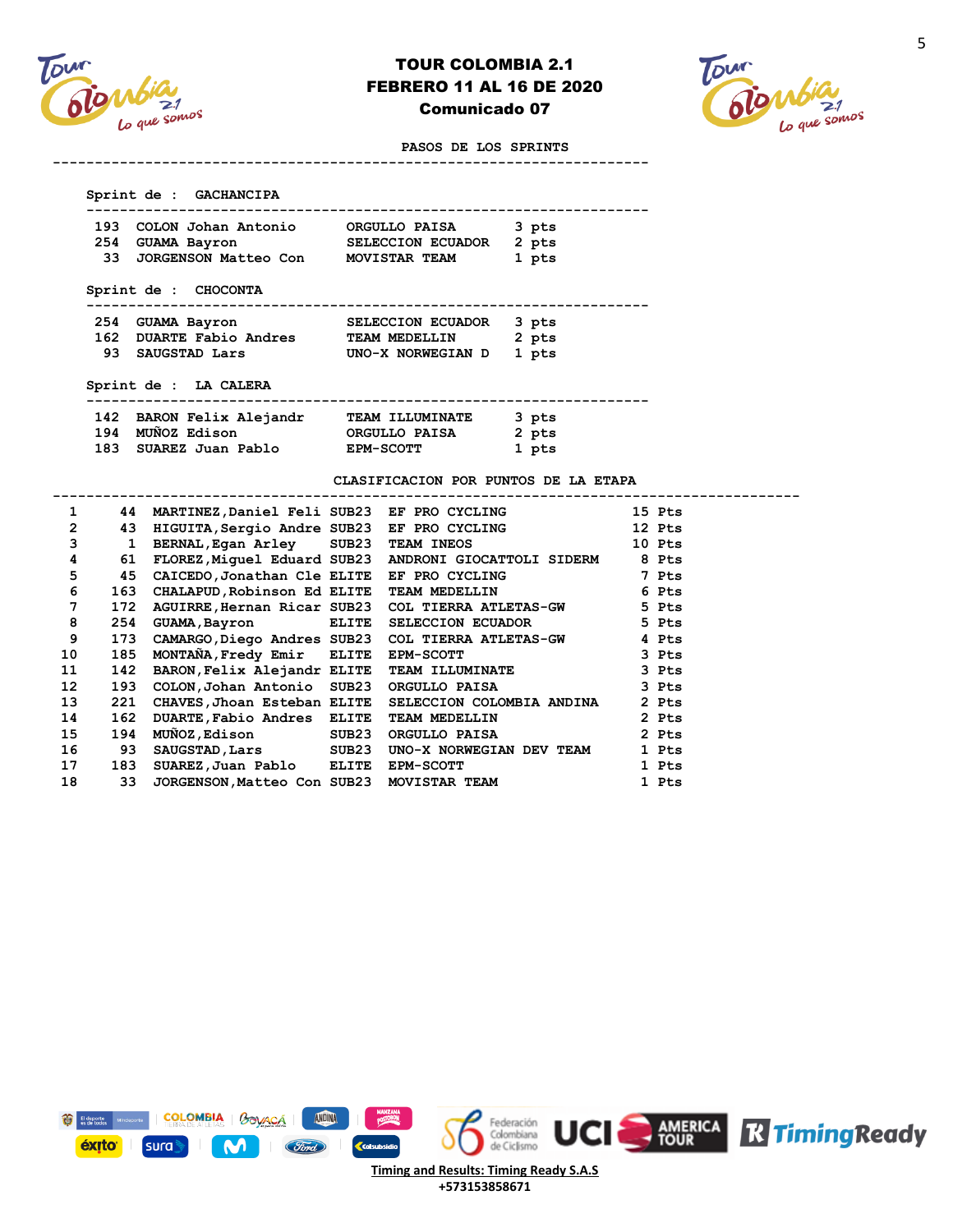# TOUR COLOMBIA 2.1
## FEBRERO 11 AL 16 DE 2020
## Comunicado 07

### PASOS DE LOS SPRINTS

**Sprint de : GACHANCIPA**

| | | | |
|---|---|---|---|
| 193 | COLON Johan Antonio | ORGULLO PAISA | 3 pts |
| 254 | GUAMA Bayron | SELECCION ECUADOR | 2 pts |
| 33 | JORGENSON Matteo Con | MOVISTAR TEAM | 1 pts |

**Sprint de : CHOCONTA**

| | | | |
|---|---|---|---|
| 254 | GUAMA Bayron | SELECCION ECUADOR | 3 pts |
| 162 | DUARTE Fabio Andres | TEAM MEDELLIN | 2 pts |
| 93 | SAUGSTAD Lars | UNO-X NORWEGIAN D | 1 pts |

**Sprint de : LA CALERA**

| | | | |
|---|---|---|---|
| 142 | BARON Felix Alejandr | TEAM ILLUMINATE | 3 pts |
| 194 | MUÑOZ Edison | ORGULLO PAISA | 2 pts |
| 183 | SUAREZ Juan Pablo | EPM-SCOTT | 1 pts |

### CLASIFICACION POR PUNTOS DE LA ETAPA

| | | | | | |
|---|---|---|---|---|---|
| 1 | 44 | MARTINEZ,Daniel Feli | SUB23 | EF PRO CYCLING | 15 Pts |
| 2 | 43 | HIGUITA,Sergio Andre | SUB23 | EF PRO CYCLING | 12 Pts |
| 3 | 1 | BERNAL,Egan Arley | SUB23 | TEAM INEOS | 10 Pts |
| 4 | 61 | FLOREZ,Miguel Eduard | SUB23 | ANDRONI GIOCATTOLI SIDERM | 8 Pts |
| 5 | 45 | CAICEDO,Jonathan Cle | ELITE | EF PRO CYCLING | 7 Pts |
| 6 | 163 | CHALAPUD,Robinson Ed | ELITE | TEAM MEDELLIN | 6 Pts |
| 7 | 172 | AGUIRRE,Hernan Ricar | SUB23 | COL TIERRA ATLETAS-GW | 5 Pts |
| 8 | 254 | GUAMA,Bayron | ELITE | SELECCION ECUADOR | 5 Pts |
| 9 | 173 | CAMARGO,Diego Andres | SUB23 | COL TIERRA ATLETAS-GW | 4 Pts |
| 10 | 185 | MONTAÑA,Fredy Emir | ELITE | EPM-SCOTT | 3 Pts |
| 11 | 142 | BARON,Felix Alejandr | ELITE | TEAM ILLUMINATE | 3 Pts |
| 12 | 193 | COLON,Johan Antonio | SUB23 | ORGULLO PAISA | 3 Pts |
| 13 | 221 | CHAVES,Jhoan Esteban | ELITE | SELECCION COLOMBIA ANDINA | 2 Pts |
| 14 | 162 | DUARTE,Fabio Andres | ELITE | TEAM MEDELLIN | 2 Pts |
| 15 | 194 | MUÑOZ,Edison | SUB23 | ORGULLO PAISA | 2 Pts |
| 16 | 93 | SAUGSTAD,Lars | SUB23 | UNO-X NORWEGIAN DEV TEAM | 1 Pts |
| 17 | 183 | SUAREZ,Juan Pablo | ELITE | EPM-SCOTT | 1 Pts |
| 18 | 33 | JORGENSON,Matteo Con | SUB23 | MOVISTAR TEAM | 1 Pts |

Timing and Results: Timing Ready S.A.S
+573153858671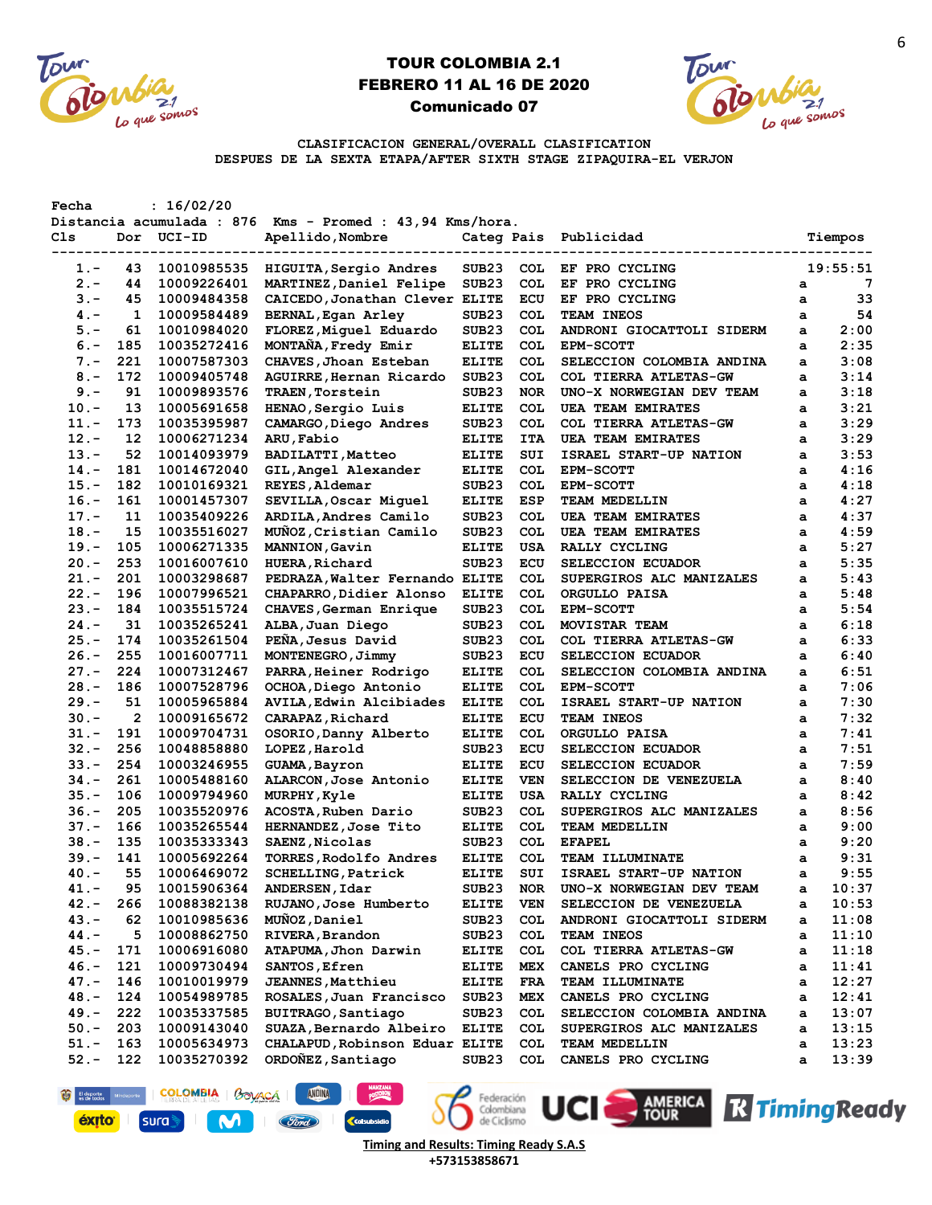# TOUR COLOMBIA 2.1

## FEBRERO 11 AL 16 DE 2020

### Comunicado 07

CLASIFICACION GENERAL/OVERALL CLASIFICATION
DESPUES DE LA SEXTA ETAPA/AFTER SIXTH STAGE ZIPAQUIRA-EL VERJON

Fecha : 16/02/20
Distancia acumulada : 876 Kms - Promed : 43,94 Kms/hora.

| Cls | Dor | UCI-ID | Apellido,Nombre | Categ | Pais | Publicidad | | Tiempos |
|---|---|---|---|---|---|---|---|---|
| 1.- | 43 | 10010985535 | HIGUITA,Sergio Andres | SUB23 | COL | EF PRO CYCLING | | 19:55:51 |
| 2.- | 44 | 10009226401 | MARTINEZ,Daniel Felipe | SUB23 | COL | EF PRO CYCLING | a | 7 |
| 3.- | 45 | 10009484358 | CAICEDO,Jonathan Clever | ELITE | ECU | EF PRO CYCLING | a | 33 |
| 4.- | 1 | 10009584489 | BERNAL,Egan Arley | SUB23 | COL | TEAM INEOS | a | 54 |
| 5.- | 61 | 10010984020 | FLOREZ,Miguel Eduardo | SUB23 | COL | ANDRONI GIOCATTOLI SIDERM | a | 2:00 |
| 6.- | 185 | 10035272416 | MONTAÑA,Fredy Emir | ELITE | COL | EPM-SCOTT | a | 2:35 |
| 7.- | 221 | 10007587303 | CHAVES,Jhoan Esteban | ELITE | COL | SELECCION COLOMBIA ANDINA | a | 3:08 |
| 8.- | 172 | 10009405748 | AGUIRRE,Hernan Ricardo | SUB23 | COL | COL TIERRA ATLETAS-GW | a | 3:14 |
| 9.- | 91 | 10009893576 | TRAEN,Torstein | SUB23 | NOR | UNO-X NORWEGIAN DEV TEAM | a | 3:18 |
| 10.- | 13 | 10005691658 | HENAO,Sergio Luis | ELITE | COL | UEA TEAM EMIRATES | a | 3:21 |
| 11.- | 173 | 10035395987 | CAMARGO,Diego Andres | SUB23 | COL | COL TIERRA ATLETAS-GW | a | 3:29 |
| 12.- | 12 | 10006271234 | ARU,Fabio | ELITE | ITA | UEA TEAM EMIRATES | a | 3:29 |
| 13.- | 52 | 10014093979 | BADILATTI,Matteo | ELITE | SUI | ISRAEL START-UP NATION | a | 3:53 |
| 14.- | 181 | 10014672040 | GIL,Angel Alexander | ELITE | COL | EPM-SCOTT | a | 4:16 |
| 15.- | 182 | 10010169321 | REYES,Aldemar | SUB23 | COL | EPM-SCOTT | a | 4:18 |
| 16.- | 161 | 10001457307 | SEVILLA,Oscar Miguel | ELITE | ESP | TEAM MEDELLIN | a | 4:27 |
| 17.- | 11 | 10035409226 | ARDILA,Andres Camilo | SUB23 | COL | UEA TEAM EMIRATES | a | 4:37 |
| 18.- | 15 | 10035516027 | MUÑOZ,Cristian Camilo | SUB23 | COL | UEA TEAM EMIRATES | a | 4:59 |
| 19.- | 105 | 10006271335 | MANNION,Gavin | ELITE | USA | RALLY CYCLING | a | 5:27 |
| 20.- | 253 | 10016007610 | HUERA,Richard | SUB23 | ECU | SELECCION ECUADOR | a | 5:35 |
| 21.- | 201 | 10003298687 | PEDRAZA,Walter Fernando | ELITE | COL | SUPERGIROS ALC MANIZALES | a | 5:43 |
| 22.- | 196 | 10007996521 | CHAPARRO,Didier Alonso | ELITE | COL | ORGULLO PAISA | a | 5:48 |
| 23.- | 184 | 10035515724 | CHAVES,German Enrique | SUB23 | COL | EPM-SCOTT | a | 5:54 |
| 24.- | 31 | 10035265241 | ALBA,Juan Diego | SUB23 | COL | MOVISTAR TEAM | a | 6:18 |
| 25.- | 174 | 10035261504 | PEÑA,Jesus David | SUB23 | COL | COL TIERRA ATLETAS-GW | a | 6:33 |
| 26.- | 255 | 10016007711 | MONTENEGRO,Jimmy | SUB23 | ECU | SELECCION ECUADOR | a | 6:40 |
| 27.- | 224 | 10007312467 | PARRA,Heiner Rodrigo | ELITE | COL | SELECCION COLOMBIA ANDINA | a | 6:51 |
| 28.- | 186 | 10007528796 | OCHOA,Diego Antonio | ELITE | COL | EPM-SCOTT | a | 7:06 |
| 29.- | 51 | 10005965884 | AVILA,Edwin Alcibiades | ELITE | COL | ISRAEL START-UP NATION | a | 7:30 |
| 30.- | 2 | 10009165672 | CARAPAZ,Richard | ELITE | ECU | TEAM INEOS | a | 7:32 |
| 31.- | 191 | 10009704731 | OSORIO,Danny Alberto | ELITE | COL | ORGULLO PAISA | a | 7:41 |
| 32.- | 256 | 10048858880 | LOPEZ,Harold | SUB23 | ECU | SELECCION ECUADOR | a | 7:51 |
| 33.- | 254 | 10003246955 | GUAMA,Bayron | ELITE | ECU | SELECCION ECUADOR | a | 7:59 |
| 34.- | 261 | 10005488160 | ALARCON,Jose Antonio | ELITE | VEN | SELECCION DE VENEZUELA | a | 8:40 |
| 35.- | 106 | 10009794960 | MURPHY,Kyle | ELITE | USA | RALLY CYCLING | a | 8:42 |
| 36.- | 205 | 10035520976 | ACOSTA,Ruben Dario | SUB23 | COL | SUPERGIROS ALC MANIZALES | a | 8:56 |
| 37.- | 166 | 10035265544 | HERNANDEZ,Jose Tito | ELITE | COL | TEAM MEDELLIN | a | 9:00 |
| 38.- | 135 | 10035333343 | SAENZ,Nicolas | SUB23 | COL | EFAPEL | a | 9:20 |
| 39.- | 141 | 10005692264 | TORRES,Rodolfo Andres | ELITE | COL | TEAM ILLUMINATE | a | 9:31 |
| 40.- | 55 | 10006469072 | SCHELLING,Patrick | ELITE | SUI | ISRAEL START-UP NATION | a | 9:55 |
| 41.- | 95 | 10015906364 | ANDERSEN,Idar | SUB23 | NOR | UNO-X NORWEGIAN DEV TEAM | a | 10:37 |
| 42.- | 266 | 10088382138 | RUJANO,Jose Humberto | ELITE | VEN | SELECCION DE VENEZUELA | a | 10:53 |
| 43.- | 62 | 10010985636 | MUÑOZ,Daniel | SUB23 | COL | ANDRONI GIOCATTOLI SIDERM | a | 11:08 |
| 44.- | 5 | 10008862750 | RIVERA,Brandon | SUB23 | COL | TEAM INEOS | a | 11:10 |
| 45.- | 171 | 10006916080 | ATAPUMA,Jhon Darwin | ELITE | COL | COL TIERRA ATLETAS-GW | a | 11:18 |
| 46.- | 121 | 10009730494 | SANTOS,Efren | ELITE | MEX | CANELS PRO CYCLING | a | 11:41 |
| 47.- | 146 | 10010019979 | JEANNES,Matthieu | ELITE | FRA | TEAM ILLUMINATE | a | 12:27 |
| 48.- | 124 | 10054989785 | ROSALES,Juan Francisco | SUB23 | MEX | CANELS PRO CYCLING | a | 12:41 |
| 49.- | 222 | 10035337585 | BUITRAGO,Santiago | SUB23 | COL | SELECCION COLOMBIA ANDINA | a | 13:07 |
| 50.- | 203 | 10009143040 | SUAZA,Bernardo Albeiro | ELITE | COL | SUPERGIROS ALC MANIZALES | a | 13:15 |
| 51.- | 163 | 10005634973 | CHALAPUD,Robinson Eduar | ELITE | COL | TEAM MEDELLIN | a | 13:23 |
| 52.- | 122 | 10035270392 | ORDOÑEZ,Santiago | SUB23 | COL | CANELS PRO CYCLING | a | 13:39 |

Timing and Results: Timing Ready S.A.S
+573153858671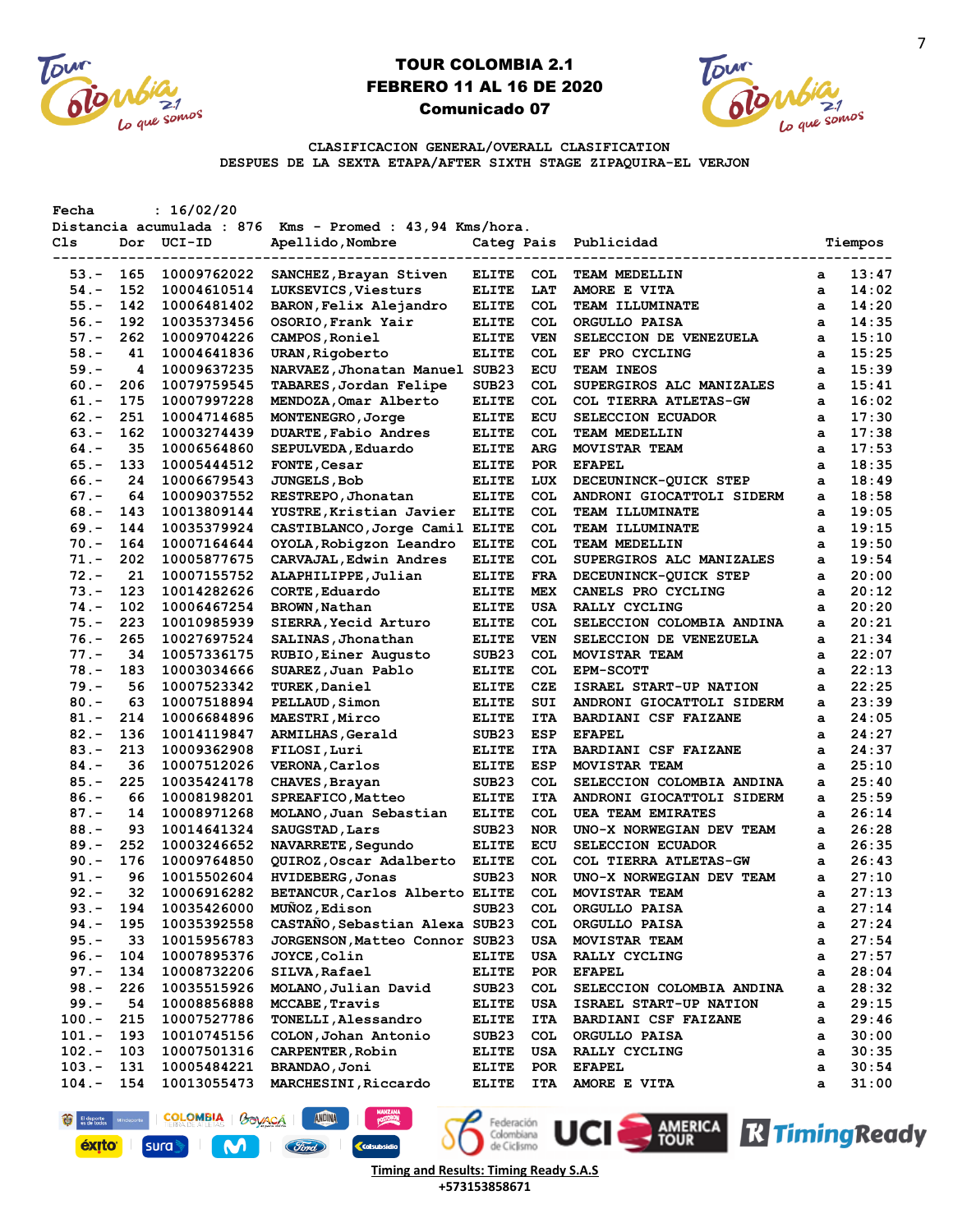# TOUR COLOMBIA 2.1
## FEBRERO 11 AL 16 DE 2020
### Comunicado 07

CLASIFICACION GENERAL/OVERALL CLASIFICATION
DESPUES DE LA SEXTA ETAPA/AFTER SIXTH STAGE ZIPAQUIRA-EL VERJON

Fecha : 16/02/20
Distancia acumulada : 876 Kms - Promed : 43,94 Kms/hora.

| Cls | Dor | UCI-ID | Apellido,Nombre | Categ | Pais | Publicidad | | Tiempos |
|---|---|---|---|---|---|---|---|---|
| 53.- | 165 | 10009762022 | SANCHEZ,Brayan Stiven | ELITE | COL | TEAM MEDELLIN | a | 13:47 |
| 54.- | 152 | 10004610514 | LUKSEVICS,Viesturs | ELITE | LAT | AMORE E VITA | a | 14:02 |
| 55.- | 142 | 10006481402 | BARON,Felix Alejandro | ELITE | COL | TEAM ILLUMINATE | a | 14:20 |
| 56.- | 192 | 10035373456 | OSORIO,Frank Yair | ELITE | COL | ORGULLO PAISA | a | 14:35 |
| 57.- | 262 | 10009704226 | CAMPOS,Roniel | ELITE | VEN | SELECCION DE VENEZUELA | a | 15:10 |
| 58.- | 41 | 10004641836 | URAN,Rigoberto | ELITE | COL | EF PRO CYCLING | a | 15:25 |
| 59.- | 4 | 10009637235 | NARVAEZ,Jhonatan Manuel | SUB23 | ECU | TEAM INEOS | a | 15:39 |
| 60.- | 206 | 10079759545 | TABARES,Jordan Felipe | SUB23 | COL | SUPERGIROS ALC MANIZALES | a | 15:41 |
| 61.- | 175 | 10007997228 | MENDOZA,Omar Alberto | ELITE | COL | COL TIERRA ATLETAS-GW | a | 16:02 |
| 62.- | 251 | 10004714685 | MONTENEGRO,Jorge | ELITE | ECU | SELECCION ECUADOR | a | 17:30 |
| 63.- | 162 | 10003274439 | DUARTE,Fabio Andres | ELITE | COL | TEAM MEDELLIN | a | 17:38 |
| 64.- | 35 | 10006564860 | SEPULVEDA,Eduardo | ELITE | ARG | MOVISTAR TEAM | a | 17:53 |
| 65.- | 133 | 10005444512 | FONTE,Cesar | ELITE | POR | EFAPEL | a | 18:35 |
| 66.- | 24 | 10006679543 | JUNGELS,Bob | ELITE | LUX | DECEUNINCK-QUICK STEP | a | 18:49 |
| 67.- | 64 | 10009037552 | RESTREPO,Jhonatan | ELITE | COL | ANDRONI GIOCATTOLI SIDERM | a | 18:58 |
| 68.- | 143 | 10013809144 | YUSTRE,Kristian Javier | ELITE | COL | TEAM ILLUMINATE | a | 19:05 |
| 69.- | 144 | 10035379924 | CASTIBLANCO,Jorge Camil | ELITE | COL | TEAM ILLUMINATE | a | 19:15 |
| 70.- | 164 | 10007164644 | OYOLA,Robigzon Leandro | ELITE | COL | TEAM MEDELLIN | a | 19:50 |
| 71.- | 202 | 10005877675 | CARVAJAL,Edwin Andres | ELITE | COL | SUPERGIROS ALC MANIZALES | a | 19:54 |
| 72.- | 21 | 10007155752 | ALAPHILIPPE,Julian | ELITE | FRA | DECEUNINCK-QUICK STEP | a | 20:00 |
| 73.- | 123 | 10014282626 | CORTE,Eduardo | ELITE | MEX | CANELS PRO CYCLING | a | 20:12 |
| 74.- | 102 | 10006467254 | BROWN,Nathan | ELITE | USA | RALLY CYCLING | a | 20:20 |
| 75.- | 223 | 10010985939 | SIERRA,Yecid Arturo | ELITE | COL | SELECCION COLOMBIA ANDINA | a | 20:21 |
| 76.- | 265 | 10027697524 | SALINAS,Jhonathan | ELITE | VEN | SELECCION DE VENEZUELA | a | 21:34 |
| 77.- | 34 | 10057336175 | RUBIO,Einer Augusto | SUB23 | COL | MOVISTAR TEAM | a | 22:07 |
| 78.- | 183 | 10003034666 | SUAREZ,Juan Pablo | ELITE | COL | EPM-SCOTT | a | 22:13 |
| 79.- | 56 | 10007523342 | TUREK,Daniel | ELITE | CZE | ISRAEL START-UP NATION | a | 22:25 |
| 80.- | 63 | 10007518894 | PELLAUD,Simon | ELITE | SUI | ANDRONI GIOCATTOLI SIDERM | a | 23:39 |
| 81.- | 214 | 10006684896 | MAESTRI,Mirco | ELITE | ITA | BARDIANI CSF FAIZANE | a | 24:05 |
| 82.- | 136 | 10014119847 | ARMILHAS,Gerald | SUB23 | ESP | EFAPEL | a | 24:27 |
| 83.- | 213 | 10009362908 | FILOSI,Luri | ELITE | ITA | BARDIANI CSF FAIZANE | a | 24:37 |
| 84.- | 36 | 10007512026 | VERONA,Carlos | ELITE | ESP | MOVISTAR TEAM | a | 25:10 |
| 85.- | 225 | 10035424178 | CHAVES,Brayan | SUB23 | COL | SELECCION COLOMBIA ANDINA | a | 25:40 |
| 86.- | 66 | 10008198201 | SPREAFICO,Matteo | ELITE | ITA | ANDRONI GIOCATTOLI SIDERM | a | 25:59 |
| 87.- | 14 | 10008971268 | MOLANO,Juan Sebastian | ELITE | COL | UEA TEAM EMIRATES | a | 26:14 |
| 88.- | 93 | 10014641324 | SAUGSTAD,Lars | SUB23 | NOR | UNO-X NORWEGIAN DEV TEAM | a | 26:28 |
| 89.- | 252 | 10003246652 | NAVARRETE,Segundo | ELITE | ECU | SELECCION ECUADOR | a | 26:35 |
| 90.- | 176 | 10009764850 | QUIROZ,Oscar Adalberto | ELITE | COL | COL TIERRA ATLETAS-GW | a | 26:43 |
| 91.- | 96 | 10015502604 | HVIDEBERG,Jonas | SUB23 | NOR | UNO-X NORWEGIAN DEV TEAM | a | 27:10 |
| 92.- | 32 | 10006916282 | BETANCUR,Carlos Alberto | ELITE | COL | MOVISTAR TEAM | a | 27:13 |
| 93.- | 194 | 10035426000 | MUÑOZ,Edison | SUB23 | COL | ORGULLO PAISA | a | 27:14 |
| 94.- | 195 | 10035392558 | CASTAÑO,Sebastian Alexa | SUB23 | COL | ORGULLO PAISA | a | 27:24 |
| 95.- | 33 | 10015956783 | JORGENSON,Matteo Connor | SUB23 | USA | MOVISTAR TEAM | a | 27:54 |
| 96.- | 104 | 10007895376 | JOYCE,Colin | ELITE | USA | RALLY CYCLING | a | 27:57 |
| 97.- | 134 | 10008732206 | SILVA,Rafael | ELITE | POR | EFAPEL | a | 28:04 |
| 98.- | 226 | 10035515926 | MOLANO,Julian David | SUB23 | COL | SELECCION COLOMBIA ANDINA | a | 28:32 |
| 99.- | 54 | 10008856888 | MCCABE,Travis | ELITE | USA | ISRAEL START-UP NATION | a | 29:15 |
| 100.- | 215 | 10007527786 | TONELLI,Alessandro | ELITE | ITA | BARDIANI CSF FAIZANE | a | 29:46 |
| 101.- | 193 | 10010745156 | COLON,Johan Antonio | SUB23 | COL | ORGULLO PAISA | a | 30:00 |
| 102.- | 103 | 10007501316 | CARPENTER,Robin | ELITE | USA | RALLY CYCLING | a | 30:35 |
| 103.- | 131 | 10005484221 | BRANDAO,Joni | ELITE | POR | EFAPEL | a | 30:54 |
| 104.- | 154 | 10013055473 | MARCHESINI,Riccardo | ELITE | ITA | AMORE E VITA | a | 31:00 |

Timing and Results: Timing Ready S.A.S
+573153858671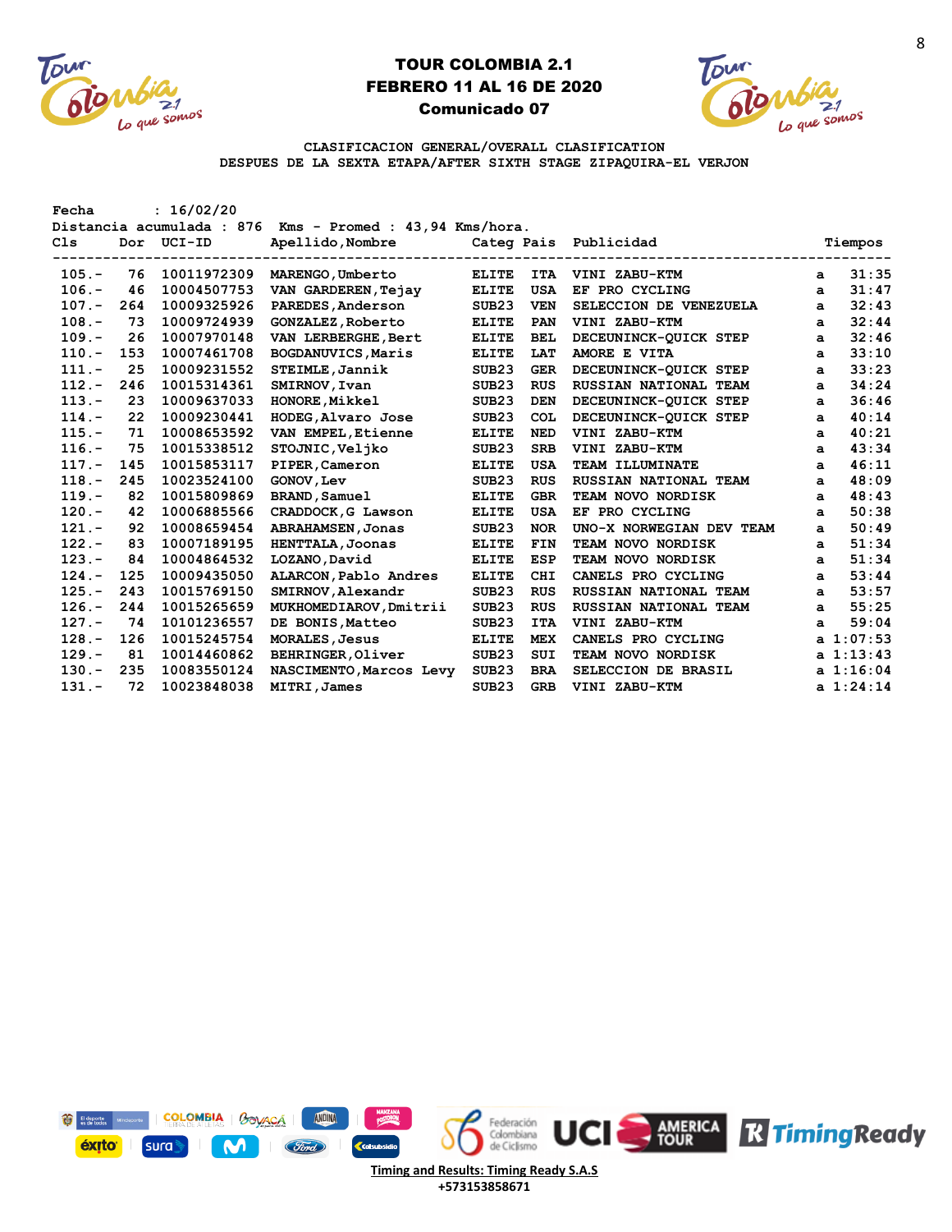# TOUR COLOMBIA 2.1
## FEBRERO 11 AL 16 DE 2020
### Comunicado 07

CLASIFICACION GENERAL/OVERALL CLASIFICATION
DESPUES DE LA SEXTA ETAPA/AFTER SIXTH STAGE ZIPAQUIRA-EL VERJON

Fecha : 16/02/20
Distancia acumulada : 876 Kms - Promed : 43,94 Kms/hora.

| Cls | Dor | UCI-ID | Apellido,Nombre | Categ | Pais | Publicidad | | Tiempos |
|---|---|---|---|---|---|---|---|---|
| 105.- | 76 | 10011972309 | MARENGO,Umberto | ELITE | ITA | VINI ZABU-KTM | a | 31:35 |
| 106.- | 46 | 10004507753 | VAN GARDEREN,Tejay | ELITE | USA | EF PRO CYCLING | a | 31:47 |
| 107.- | 264 | 10009325926 | PAREDES,Anderson | SUB23 | VEN | SELECCION DE VENEZUELA | a | 32:43 |
| 108.- | 73 | 10009724939 | GONZALEZ,Roberto | ELITE | PAN | VINI ZABU-KTM | a | 32:44 |
| 109.- | 26 | 10007970148 | VAN LERBERGHE,Bert | ELITE | BEL | DECEUNINCK-QUICK STEP | a | 32:46 |
| 110.- | 153 | 10007461708 | BOGDANUVICS,Maris | ELITE | LAT | AMORE E VITA | a | 33:10 |
| 111.- | 25 | 10009231552 | STEIMLE,Jannik | SUB23 | GER | DECEUNINCK-QUICK STEP | a | 33:23 |
| 112.- | 246 | 10015314361 | SMIRNOV,Ivan | SUB23 | RUS | RUSSIAN NATIONAL TEAM | a | 34:24 |
| 113.- | 23 | 10009637033 | HONORE,Mikkel | SUB23 | DEN | DECEUNINCK-QUICK STEP | a | 36:46 |
| 114.- | 22 | 10009230441 | HODEG,Alvaro Jose | SUB23 | COL | DECEUNINCK-QUICK STEP | a | 40:14 |
| 115.- | 71 | 10008653592 | VAN EMPEL,Etienne | ELITE | NED | VINI ZABU-KTM | a | 40:21 |
| 116.- | 75 | 10015338512 | STOJNIC,Veljko | SUB23 | SRB | VINI ZABU-KTM | a | 43:34 |
| 117.- | 145 | 10015853117 | PIPER,Cameron | ELITE | USA | TEAM ILLUMINATE | a | 46:11 |
| 118.- | 245 | 10023524100 | GONOV,Lev | SUB23 | RUS | RUSSIAN NATIONAL TEAM | a | 48:09 |
| 119.- | 82 | 10015809869 | BRAND,Samuel | ELITE | GBR | TEAM NOVO NORDISK | a | 48:43 |
| 120.- | 42 | 10006885566 | CRADDOCK,G Lawson | ELITE | USA | EF PRO CYCLING | a | 50:38 |
| 121.- | 92 | 10008659454 | ABRAHAMSEN,Jonas | SUB23 | NOR | UNO-X NORWEGIAN DEV TEAM | a | 50:49 |
| 122.- | 83 | 10007189195 | HENTTALA,Joonas | ELITE | FIN | TEAM NOVO NORDISK | a | 51:34 |
| 123.- | 84 | 10004864532 | LOZANO,David | ELITE | ESP | TEAM NOVO NORDISK | a | 51:34 |
| 124.- | 125 | 10009435050 | ALARCON,Pablo Andres | ELITE | CHI | CANELS PRO CYCLING | a | 53:44 |
| 125.- | 243 | 10015769150 | SMIRNOV,Alexandr | SUB23 | RUS | RUSSIAN NATIONAL TEAM | a | 53:57 |
| 126.- | 244 | 10015265659 | MUKHOMEDIAROV,Dmitrii | SUB23 | RUS | RUSSIAN NATIONAL TEAM | a | 55:25 |
| 127.- | 74 | 10101236557 | DE BONIS,Matteo | SUB23 | ITA | VINI ZABU-KTM | a | 59:04 |
| 128.- | 126 | 10015245754 | MORALES,Jesus | ELITE | MEX | CANELS PRO CYCLING | a | 1:07:53 |
| 129.- | 81 | 10014460862 | BEHRINGER,Oliver | SUB23 | SUI | TEAM NOVO NORDISK | a | 1:13:43 |
| 130.- | 235 | 10083550124 | NASCIMENTO,Marcos Levy | SUB23 | BRA | SELECCION DE BRASIL | a | 1:16:04 |
| 131.- | 72 | 10023848038 | MITRI,James | SUB23 | GRB | VINI ZABU-KTM | a | 1:24:14 |

Timing and Results: Timing Ready S.A.S
+573153858671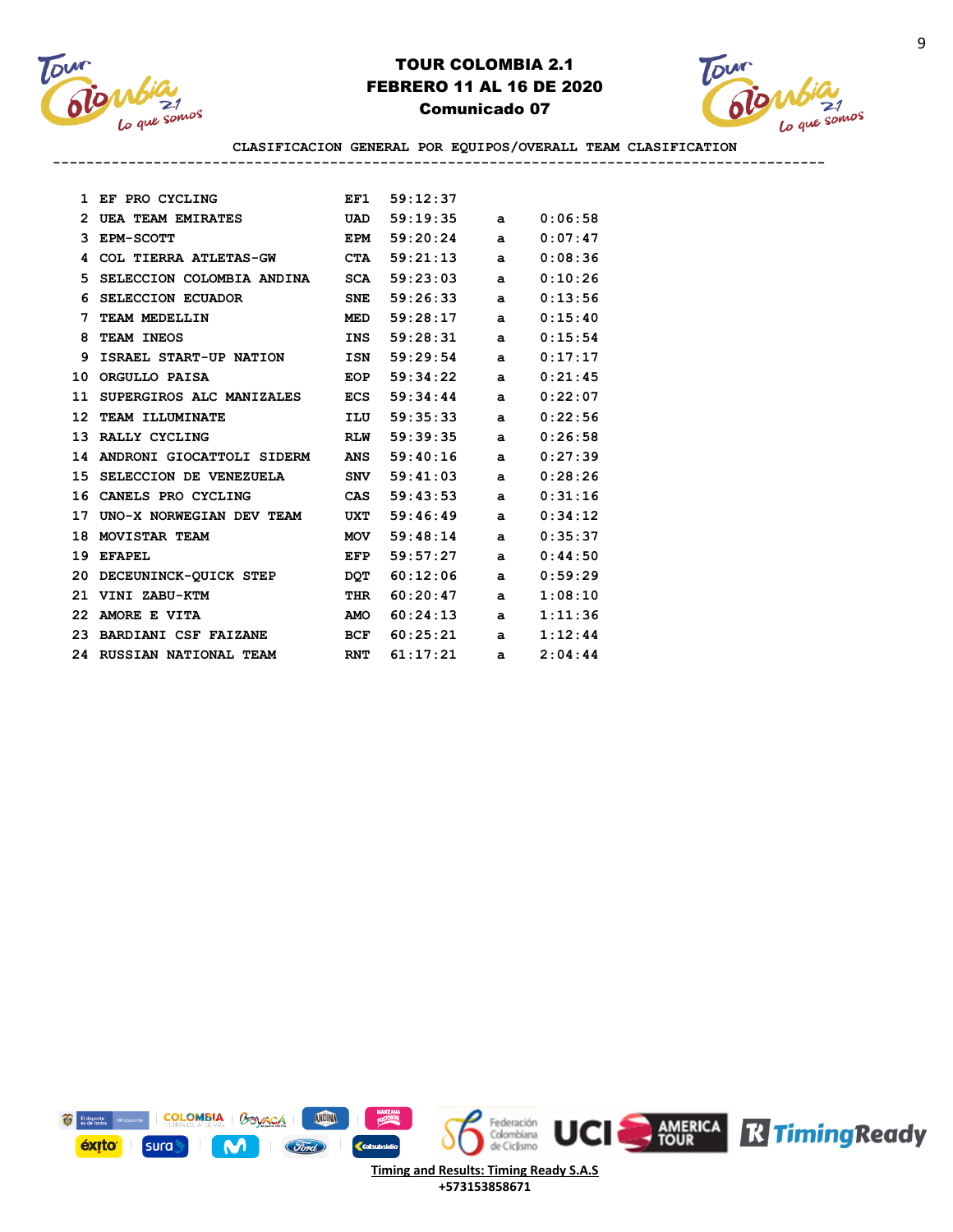# TOUR COLOMBIA 2.1
## FEBRERO 11 AL 16 DE 2020
### Comunicado 07

CLASIFICACION GENERAL POR EQUIPOS/OVERALL TEAM CLASIFICATION

| # | Team | Code | Time | | Gap |
|---|---|---|---|---|---|
| 1 | EF PRO CYCLING | EF1 | 59:12:37 | | |
| 2 | UEA TEAM EMIRATES | UAD | 59:19:35 | a | 0:06:58 |
| 3 | EPM-SCOTT | EPM | 59:20:24 | a | 0:07:47 |
| 4 | COL TIERRA ATLETAS-GW | CTA | 59:21:13 | a | 0:08:36 |
| 5 | SELECCION COLOMBIA ANDINA | SCA | 59:23:03 | a | 0:10:26 |
| 6 | SELECCION ECUADOR | SNE | 59:26:33 | a | 0:13:56 |
| 7 | TEAM MEDELLIN | MED | 59:28:17 | a | 0:15:40 |
| 8 | TEAM INEOS | INS | 59:28:31 | a | 0:15:54 |
| 9 | ISRAEL START-UP NATION | ISN | 59:29:54 | a | 0:17:17 |
| 10 | ORGULLO PAISA | EOP | 59:34:22 | a | 0:21:45 |
| 11 | SUPERGIROS ALC MANIZALES | ECS | 59:34:44 | a | 0:22:07 |
| 12 | TEAM ILLUMINATE | ILU | 59:35:33 | a | 0:22:56 |
| 13 | RALLY CYCLING | RLW | 59:39:35 | a | 0:26:58 |
| 14 | ANDRONI GIOCATTOLI SIDERM | ANS | 59:40:16 | a | 0:27:39 |
| 15 | SELECCION DE VENEZUELA | SNV | 59:41:03 | a | 0:28:26 |
| 16 | CANELS PRO CYCLING | CAS | 59:43:53 | a | 0:31:16 |
| 17 | UNO-X NORWEGIAN DEV TEAM | UXT | 59:46:49 | a | 0:34:12 |
| 18 | MOVISTAR TEAM | MOV | 59:48:14 | a | 0:35:37 |
| 19 | EFAPEL | EFP | 59:57:27 | a | 0:44:50 |
| 20 | DECEUNINCK-QUICK STEP | DQT | 60:12:06 | a | 0:59:29 |
| 21 | VINI ZABU-KTM | THR | 60:20:47 | a | 1:08:10 |
| 22 | AMORE E VITA | AMO | 60:24:13 | a | 1:11:36 |
| 23 | BARDIANI CSF FAIZANE | BCF | 60:25:21 | a | 1:12:44 |
| 24 | RUSSIAN NATIONAL TEAM | RNT | 61:17:21 | a | 2:04:44 |

Timing and Results: Timing Ready S.A.S
+573153858671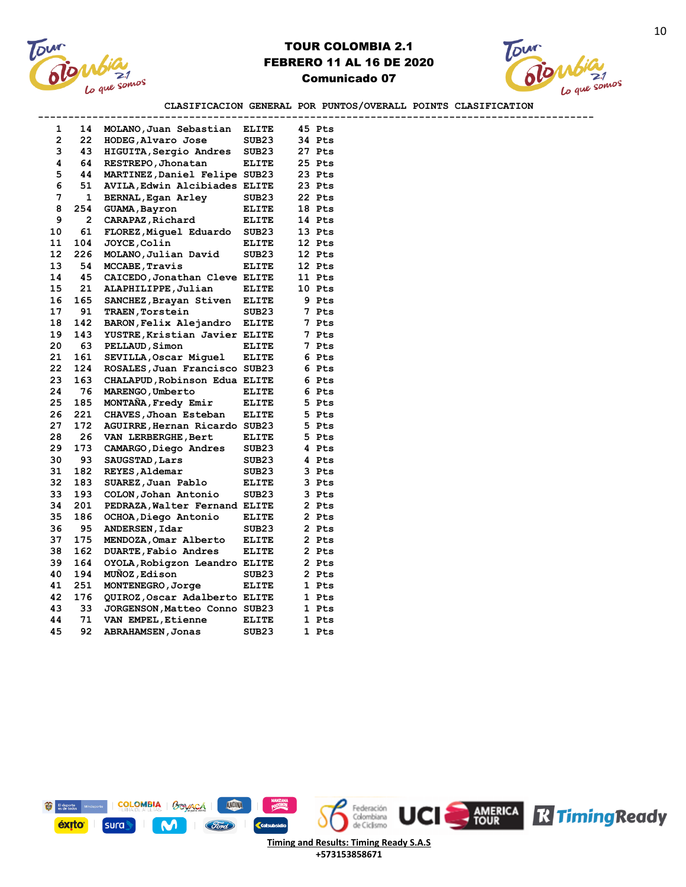# TOUR COLOMBIA 2.1
## FEBRERO 11 AL 16 DE 2020
## Comunicado 07

### CLASIFICACION GENERAL POR PUNTOS/OVERALL POINTS CLASIFICATION

| | | | | |
|---|---|---|---|---|
| 1 | 14 | MOLANO,Juan Sebastian | ELITE | 45 Pts |
| 2 | 22 | HODEG,Alvaro Jose | SUB23 | 34 Pts |
| 3 | 43 | HIGUITA,Sergio Andres | SUB23 | 27 Pts |
| 4 | 64 | RESTREPO,Jhonatan | ELITE | 25 Pts |
| 5 | 44 | MARTINEZ,Daniel Felipe | SUB23 | 23 Pts |
| 6 | 51 | AVILA,Edwin Alcibiades | ELITE | 23 Pts |
| 7 | 1 | BERNAL,Egan Arley | SUB23 | 22 Pts |
| 8 | 254 | GUAMA,Bayron | ELITE | 18 Pts |
| 9 | 2 | CARAPAZ,Richard | ELITE | 14 Pts |
| 10 | 61 | FLOREZ,Miguel Eduardo | SUB23 | 13 Pts |
| 11 | 104 | JOYCE,Colin | ELITE | 12 Pts |
| 12 | 226 | MOLANO,Julian David | SUB23 | 12 Pts |
| 13 | 54 | MCCABE,Travis | ELITE | 12 Pts |
| 14 | 45 | CAICEDO,Jonathan Cleve | ELITE | 11 Pts |
| 15 | 21 | ALAPHILIPPE,Julian | ELITE | 10 Pts |
| 16 | 165 | SANCHEZ,Brayan Stiven | ELITE | 9 Pts |
| 17 | 91 | TRAEN,Torstein | SUB23 | 7 Pts |
| 18 | 142 | BARON,Felix Alejandro | ELITE | 7 Pts |
| 19 | 143 | YUSTRE,Kristian Javier | ELITE | 7 Pts |
| 20 | 63 | PELLAUD,Simon | ELITE | 7 Pts |
| 21 | 161 | SEVILLA,Oscar Miguel | ELITE | 6 Pts |
| 22 | 124 | ROSALES,Juan Francisco | SUB23 | 6 Pts |
| 23 | 163 | CHALAPUD,Robinson Edua | ELITE | 6 Pts |
| 24 | 76 | MARENGO,Umberto | ELITE | 6 Pts |
| 25 | 185 | MONTAÑA,Fredy Emir | ELITE | 5 Pts |
| 26 | 221 | CHAVES,Jhoan Esteban | ELITE | 5 Pts |
| 27 | 172 | AGUIRRE,Hernan Ricardo | SUB23 | 5 Pts |
| 28 | 26 | VAN LERBERGHE,Bert | ELITE | 5 Pts |
| 29 | 173 | CAMARGO,Diego Andres | SUB23 | 4 Pts |
| 30 | 93 | SAUGSTAD,Lars | SUB23 | 4 Pts |
| 31 | 182 | REYES,Aldemar | SUB23 | 3 Pts |
| 32 | 183 | SUAREZ,Juan Pablo | ELITE | 3 Pts |
| 33 | 193 | COLON,Johan Antonio | SUB23 | 3 Pts |
| 34 | 201 | PEDRAZA,Walter Fernand | ELITE | 2 Pts |
| 35 | 186 | OCHOA,Diego Antonio | ELITE | 2 Pts |
| 36 | 95 | ANDERSEN,Idar | SUB23 | 2 Pts |
| 37 | 175 | MENDOZA,Omar Alberto | ELITE | 2 Pts |
| 38 | 162 | DUARTE,Fabio Andres | ELITE | 2 Pts |
| 39 | 164 | OYOLA,Robigzon Leandro | ELITE | 2 Pts |
| 40 | 194 | MUÑOZ,Edison | SUB23 | 2 Pts |
| 41 | 251 | MONTENEGRO,Jorge | ELITE | 1 Pts |
| 42 | 176 | QUIROZ,Oscar Adalberto | ELITE | 1 Pts |
| 43 | 33 | JORGENSON,Matteo Conno | SUB23 | 1 Pts |
| 44 | 71 | VAN EMPEL,Etienne | ELITE | 1 Pts |
| 45 | 92 | ABRAHAMSEN,Jonas | SUB23 | 1 Pts |

Timing and Results: Timing Ready S.A.S
+573153858671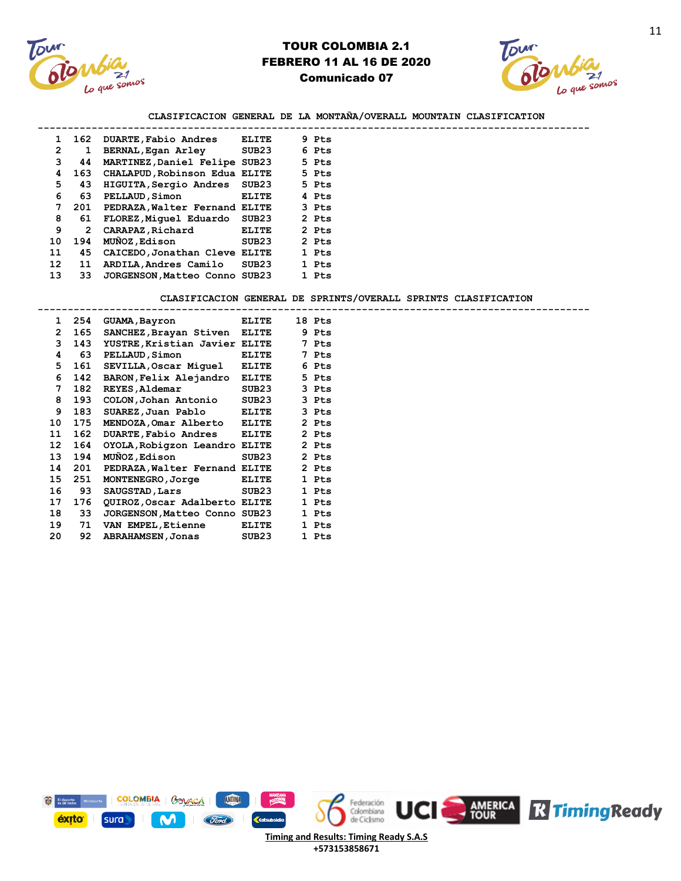# TOUR COLOMBIA 2.1
## FEBRERO 11 AL 16 DE 2020
### Comunicado 07

### CLASIFICACION GENERAL DE LA MONTAÑA/OVERALL MOUNTAIN CLASIFICATION

| Pos | No. | Nombre | Cat. | Pts |
|---|---|---|---|---|
| 1 | 162 | DUARTE,Fabio Andres | ELITE | 9 Pts |
| 2 | 1 | BERNAL,Egan Arley | SUB23 | 6 Pts |
| 3 | 44 | MARTINEZ,Daniel Felipe | SUB23 | 5 Pts |
| 4 | 163 | CHALAPUD,Robinson Edua | ELITE | 5 Pts |
| 5 | 43 | HIGUITA,Sergio Andres | SUB23 | 5 Pts |
| 6 | 63 | PELLAUD,Simon | ELITE | 4 Pts |
| 7 | 201 | PEDRAZA,Walter Fernand | ELITE | 3 Pts |
| 8 | 61 | FLOREZ,Miguel Eduardo | SUB23 | 2 Pts |
| 9 | 2 | CARAPAZ,Richard | ELITE | 2 Pts |
| 10 | 194 | MUÑOZ,Edison | SUB23 | 2 Pts |
| 11 | 45 | CAICEDO,Jonathan Cleve | ELITE | 1 Pts |
| 12 | 11 | ARDILA,Andres Camilo | SUB23 | 1 Pts |
| 13 | 33 | JORGENSON,Matteo Conno | SUB23 | 1 Pts |

### CLASIFICACION GENERAL DE SPRINTS/OVERALL SPRINTS CLASIFICATION

| Pos | No. | Nombre | Cat. | Pts |
|---|---|---|---|---|
| 1 | 254 | GUAMA,Bayron | ELITE | 18 Pts |
| 2 | 165 | SANCHEZ,Brayan Stiven | ELITE | 9 Pts |
| 3 | 143 | YUSTRE,Kristian Javier | ELITE | 7 Pts |
| 4 | 63 | PELLAUD,Simon | ELITE | 7 Pts |
| 5 | 161 | SEVILLA,Oscar Miguel | ELITE | 6 Pts |
| 6 | 142 | BARON,Felix Alejandro | ELITE | 5 Pts |
| 7 | 182 | REYES,Aldemar | SUB23 | 3 Pts |
| 8 | 193 | COLON,Johan Antonio | SUB23 | 3 Pts |
| 9 | 183 | SUAREZ,Juan Pablo | ELITE | 3 Pts |
| 10 | 175 | MENDOZA,Omar Alberto | ELITE | 2 Pts |
| 11 | 162 | DUARTE,Fabio Andres | ELITE | 2 Pts |
| 12 | 164 | OYOLA,Robigzon Leandro | ELITE | 2 Pts |
| 13 | 194 | MUÑOZ,Edison | SUB23 | 2 Pts |
| 14 | 201 | PEDRAZA,Walter Fernand | ELITE | 2 Pts |
| 15 | 251 | MONTENEGRO,Jorge | ELITE | 1 Pts |
| 16 | 93 | SAUGSTAD,Lars | SUB23 | 1 Pts |
| 17 | 176 | QUIROZ,Oscar Adalberto | ELITE | 1 Pts |
| 18 | 33 | JORGENSON,Matteo Conno | SUB23 | 1 Pts |
| 19 | 71 | VAN EMPEL,Etienne | ELITE | 1 Pts |
| 20 | 92 | ABRAHAMSEN,Jonas | SUB23 | 1 Pts |

Timing and Results: Timing Ready S.A.S
+573153858671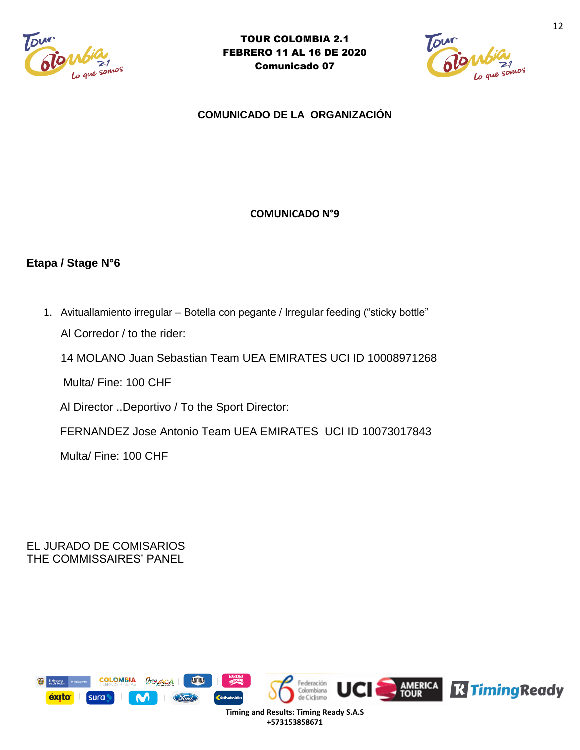**TOUR COLOMBIA 2.1**
**FEBRERO 11 AL 16 DE 2020**
**Comunicado 07**

**COMUNICADO DE LA ORGANIZACIÓN**

**COMUNICADO N°9**

**Etapa / Stage N°6**

1. Avituallamiento irregular – Botella con pegante / Irregular feeding (“sticky bottle”

   Al Corredor / to the rider:

   14 MOLANO Juan Sebastian Team UEA EMIRATES UCI ID 10008971268

   Multa/ Fine: 100 CHF

   Al Director ..Deportivo / To the Sport Director:

   FERNANDEZ Jose Antonio Team UEA EMIRATES UCI ID 10073017843

   Multa/ Fine: 100 CHF

EL JURADO DE COMISARIOS
THE COMMISSAIRES’ PANEL

Timing and Results: Timing Ready S.A.S
+573153858671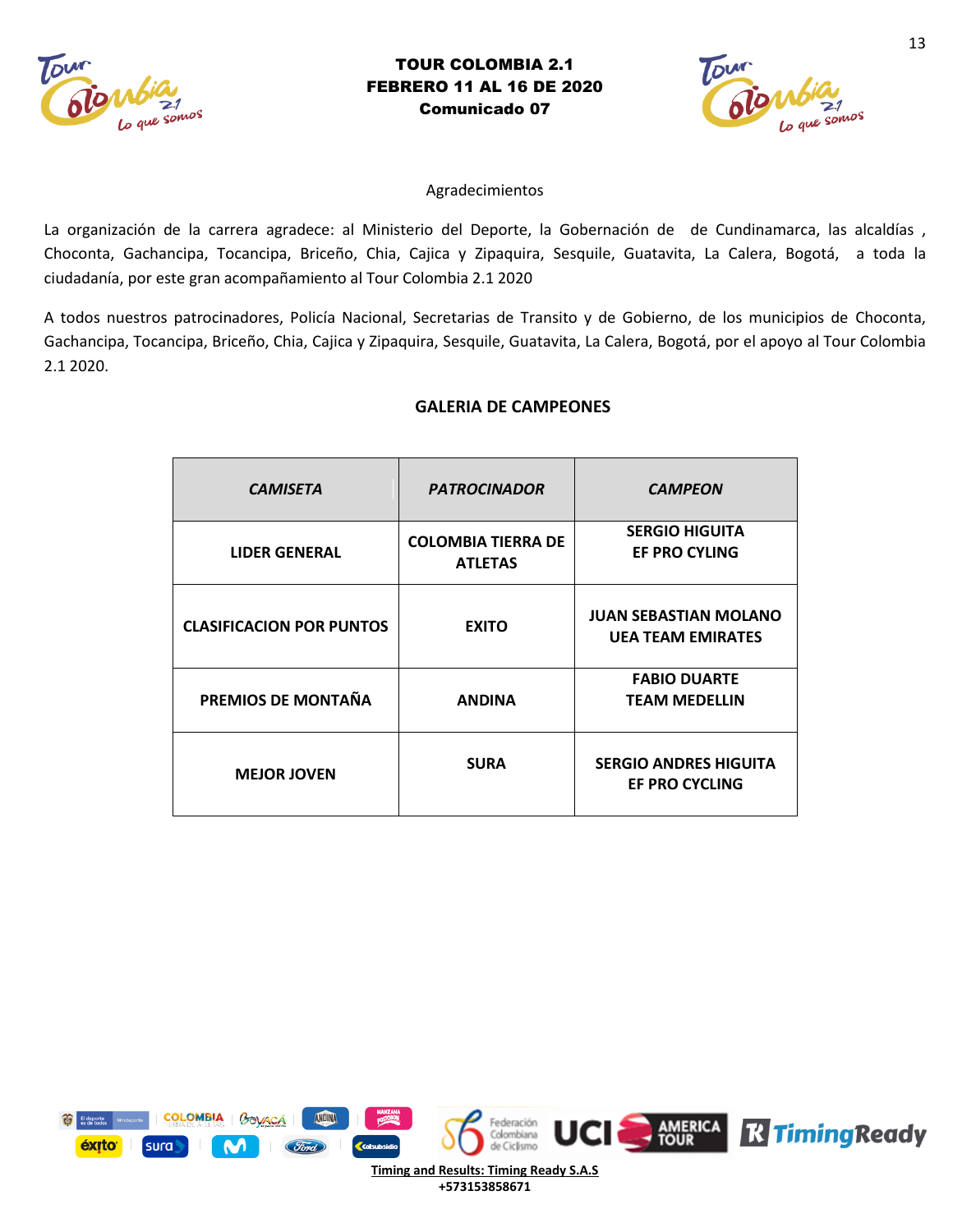**TOUR COLOMBIA 2.1**
**FEBRERO 11 AL 16 DE 2020**
**Comunicado 07**

Agradecimientos

La organización de la carrera agradece: al Ministerio del Deporte, la Gobernación de  de Cundinamarca, las alcaldías , Choconta, Gachancipa, Tocancipa, Briceño, Chia, Cajica y Zipaquira, Sesquile, Guatavita, La Calera, Bogotá,  a toda la ciudadanía, por este gran acompañamiento al Tour Colombia 2.1 2020

A todos nuestros patrocinadores, Policía Nacional, Secretarias de Transito y de Gobierno, de los municipios de Choconta, Gachancipa, Tocancipa, Briceño, Chia, Cajica y Zipaquira, Sesquile, Guatavita, La Calera, Bogotá, por el apoyo al Tour Colombia 2.1 2020.

## GALERIA DE CAMPEONES

| *CAMISETA* | *PATROCINADOR* | *CAMPEON* |
|---|---|---|
| LIDER GENERAL | COLOMBIA TIERRA DE ATLETAS | SERGIO HIGUITA<br>EF PRO CYLING |
| CLASIFICACION POR PUNTOS | EXITO | JUAN SEBASTIAN MOLANO<br>UEA TEAM EMIRATES |
| PREMIOS DE MONTAÑA | ANDINA | FABIO DUARTE<br>TEAM MEDELLIN |
| MEJOR JOVEN | SURA | SERGIO ANDRES HIGUITA<br>EF PRO CYCLING |

Timing and Results: Timing Ready S.A.S
+573153858671